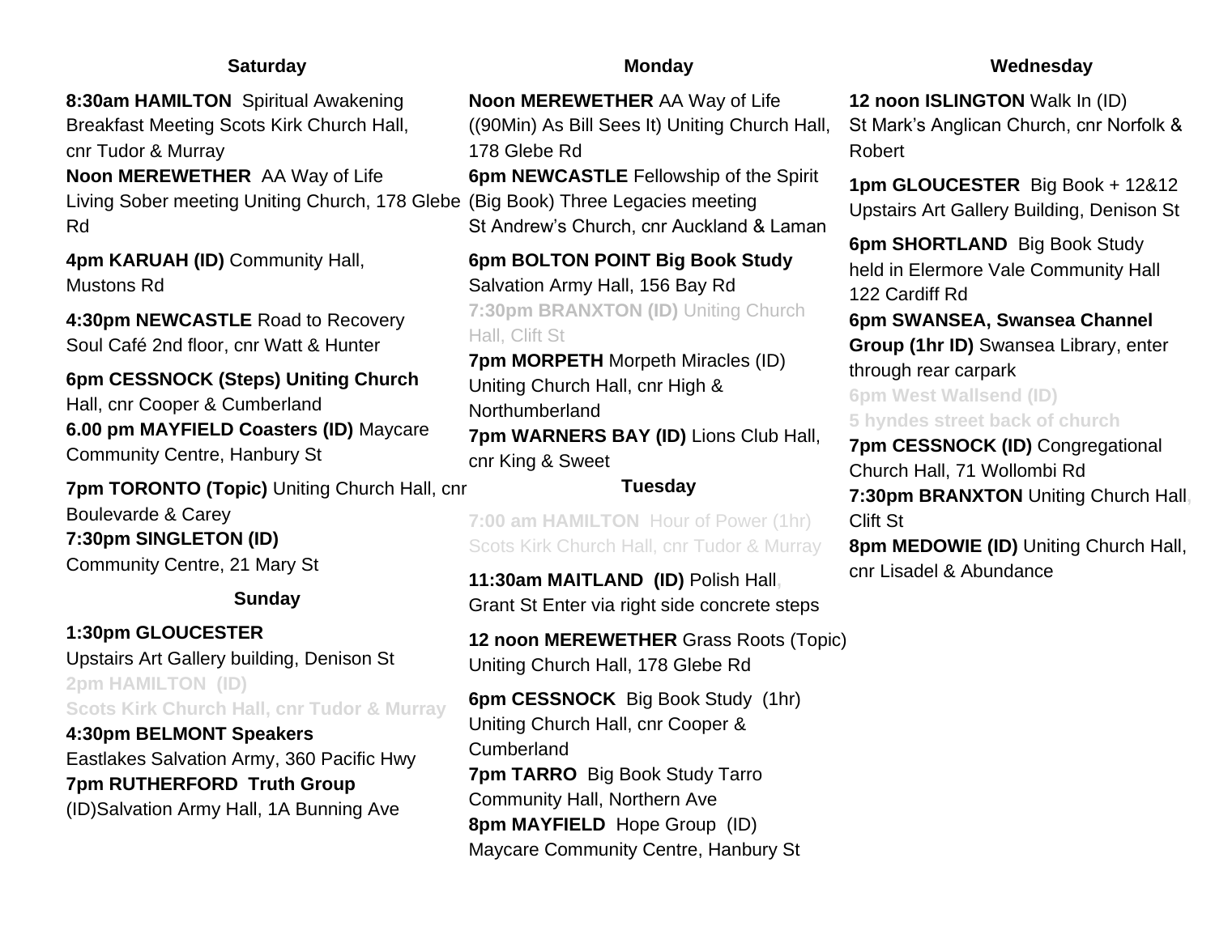## Saturday

**8:30am HAMILTON** Spiritual Awakening Breakfast Meeting Scots Kirk Church Hall, cnr Tudor & Murray

**Noon MEREWETHER** AA Way of Life Living Sober meeting Uniting Church, 178 Glebe Rd

**4pm KARUAH (ID)** Community Hall, Mustons Rd

**4:30pm NEWCASTLE** Road to Recovery Soul Café 2nd floor, cnr Watt & Hunter

**6pm CESSNOCK (Steps) Uniting Church** Hall, cnr Cooper & Cumberland

**6.00 pm MAYFIELD Coasters (ID)** Maycare Community Centre, Hanbury St

**7pm TORONTO (Topic)** Uniting Church Hall, cnr Boulevarde & Carey

**7:30pm SINGLETON (ID)** Community Centre, 21 Mary St

## Sunday

**1:30pm GLOUCESTER** Upstairs Art Gallery building, Denison St

**2pm HAMILTON (ID)** Scots Kirk Church Hall, cnr Tudor & Murray

**4:30pm BELMONT Speakers** Eastlakes Salvation Army, 360 Pacific Hwy

**7pm RUTHERFORD Truth Group** (ID)Salvation Army Hall, 1A Bunning Ave

## Monday

**Noon MEREWETHER** AA Way of Life ((90Min) As Bill Sees It) Uniting Church Hall, 178 Glebe Rd

**6pm NEWCASTLE** Fellowship of the Spirit (Big Book) Three Legacies meeting St Andrew's Church, cnr Auckland & Laman

**6pm BOLTON POINT Big Book Study** Salvation Army Hall, 156 Bay Rd

**7:30pm BRANXTON (ID)** Uniting Church Hall, Clift St

**7pm MORPETH** Morpeth Miracles (ID) Uniting Church Hall, cnr High & Northumberland

**7pm WARNERS BAY (ID)** Lions Club Hall, cnr King & Sweet

## Tuesday

**7:00 am HAMILTON** Hour of Power (1hr) Scots Kirk Church Hall, cnr Tudor & Murray

**11:30am MAITLAND (ID)** Polish Hall, Grant St Enter via right side concrete steps

**12 noon MEREWETHER** Grass Roots (Topic) Uniting Church Hall, 178 Glebe Rd

**6pm CESSNOCK** Big Book Study (1hr) Uniting Church Hall, cnr Cooper & Cumberland

**7pm TARRO** Big Book Study Tarro Community Hall, Northern Ave

**8pm MAYFIELD** Hope Group (ID) Maycare Community Centre, Hanbury St

## Wednesday

**12 noon ISLINGTON** Walk In (ID) St Mark's Anglican Church, cnr Norfolk & Robert

**1pm GLOUCESTER** Big Book + 12&12 Upstairs Art Gallery Building, Denison St

**6pm SHORTLAND** Big Book Study held in Elermore Vale Community Hall 122 Cardiff Rd

**6pm SWANSEA, Swansea Channel Group (1hr ID)** Swansea Library, enter through rear carpark

**6pm West Wallsend (ID)** 5 hyndes street back of church

**7pm CESSNOCK (ID)** Congregational Church Hall, 71 Wollombi Rd

**7:30pm BRANXTON** Uniting Church Hall, Clift St

**8pm MEDOWIE (ID)** Uniting Church Hall, cnr Lisadel & Abundance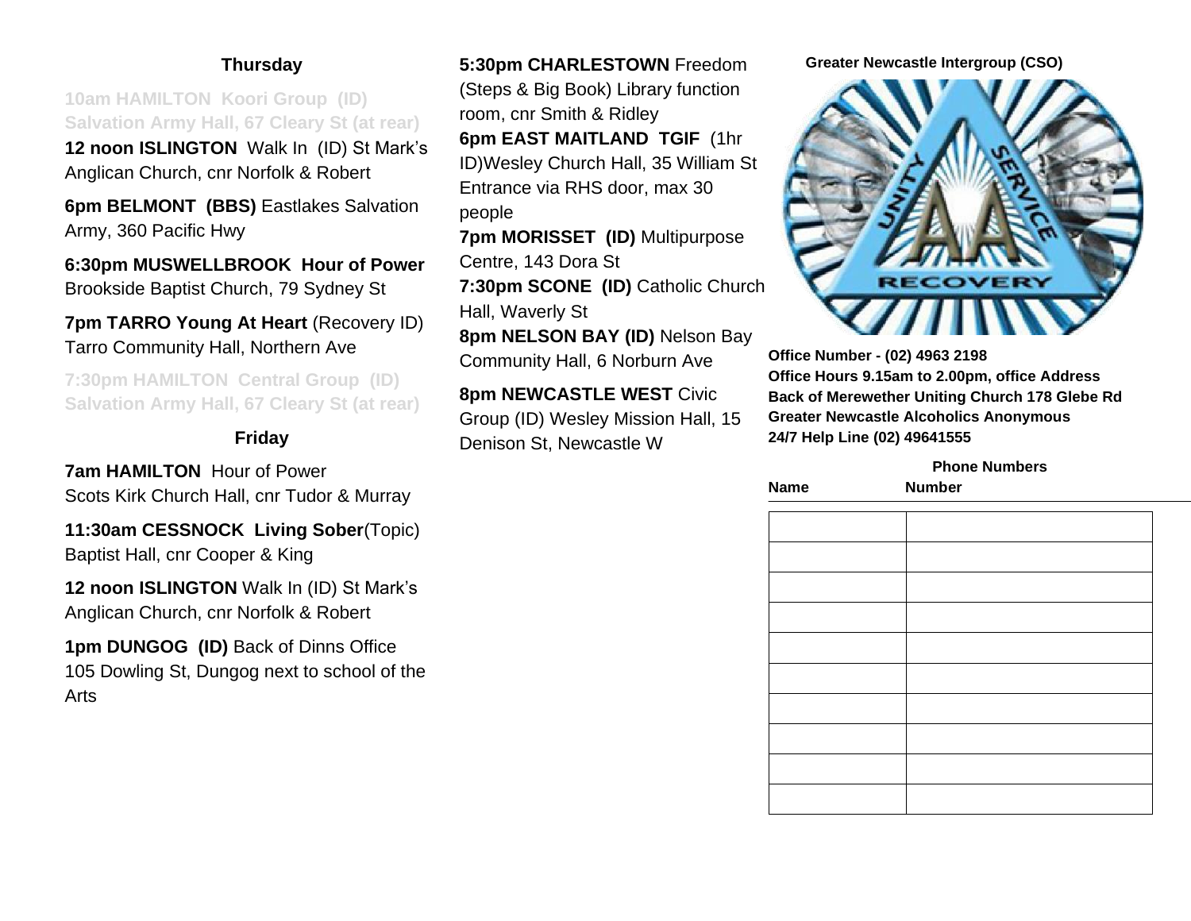### Thursday

**10am HAMILTON Koori Group (ID) Salvation Army Hall, 67 Cleary St (at rear)**

**12 noon ISLINGTON** Walk In (ID) St Mark's Anglican Church, cnr Norfolk & Robert

**6pm BELMONT (BBS)** Eastlakes Salvation Army, 360 Pacific Hwy

**6:30pm MUSWELLBROOK Hour of Power** Brookside Baptist Church, 79 Sydney St

**7pm TARRO Young At Heart** (Recovery ID) Tarro Community Hall, Northern Ave

**7:30pm HAMILTON Central Group (ID) Salvation Army Hall, 67 Cleary St (at rear)**

### Friday

**7am HAMILTON** Hour of Power Scots Kirk Church Hall, cnr Tudor & Murray

**11:30am CESSNOCK Living Sober**(Topic) Baptist Hall, cnr Cooper & King

**12 noon ISLINGTON** Walk In (ID) St Mark's Anglican Church, cnr Norfolk & Robert

**1pm DUNGOG (ID)** Back of Dinns Office 105 Dowling St, Dungog next to school of the Arts

**5:30pm CHARLESTOWN** Freedom (Steps & Big Book) Library function room, cnr Smith & Ridley

**6pm EAST MAITLAND TGIF** (1hr ID)Wesley Church Hall, 35 William St Entrance via RHS door, max 30 people

**7pm MORISSET (ID)** Multipurpose Centre, 143 Dora St

**7:30pm SCONE (ID)** Catholic Church Hall, Waverly St

**8pm NELSON BAY (ID)** Nelson Bay Community Hall, 6 Norburn Ave

**8pm NEWCASTLE WEST** Civic Group (ID) Wesley Mission Hall, 15 Denison St, Newcastle W

**Greater Newcastle Intergroup (CSO)**

**Office Number - (02) 4963 2198**
**Office Hours 9.15am to 2.00pm, office Address**
**Back of Merewether Uniting Church 178 Glebe Rd**
**Greater Newcastle Alcoholics Anonymous**
**24/7 Help Line (02) 49641555**

**Phone Numbers**

| Name | Number |
|---|---|
| | |
| | |
| | |
| | |
| | |
| | |
| | |
| | |
| | |
| | |